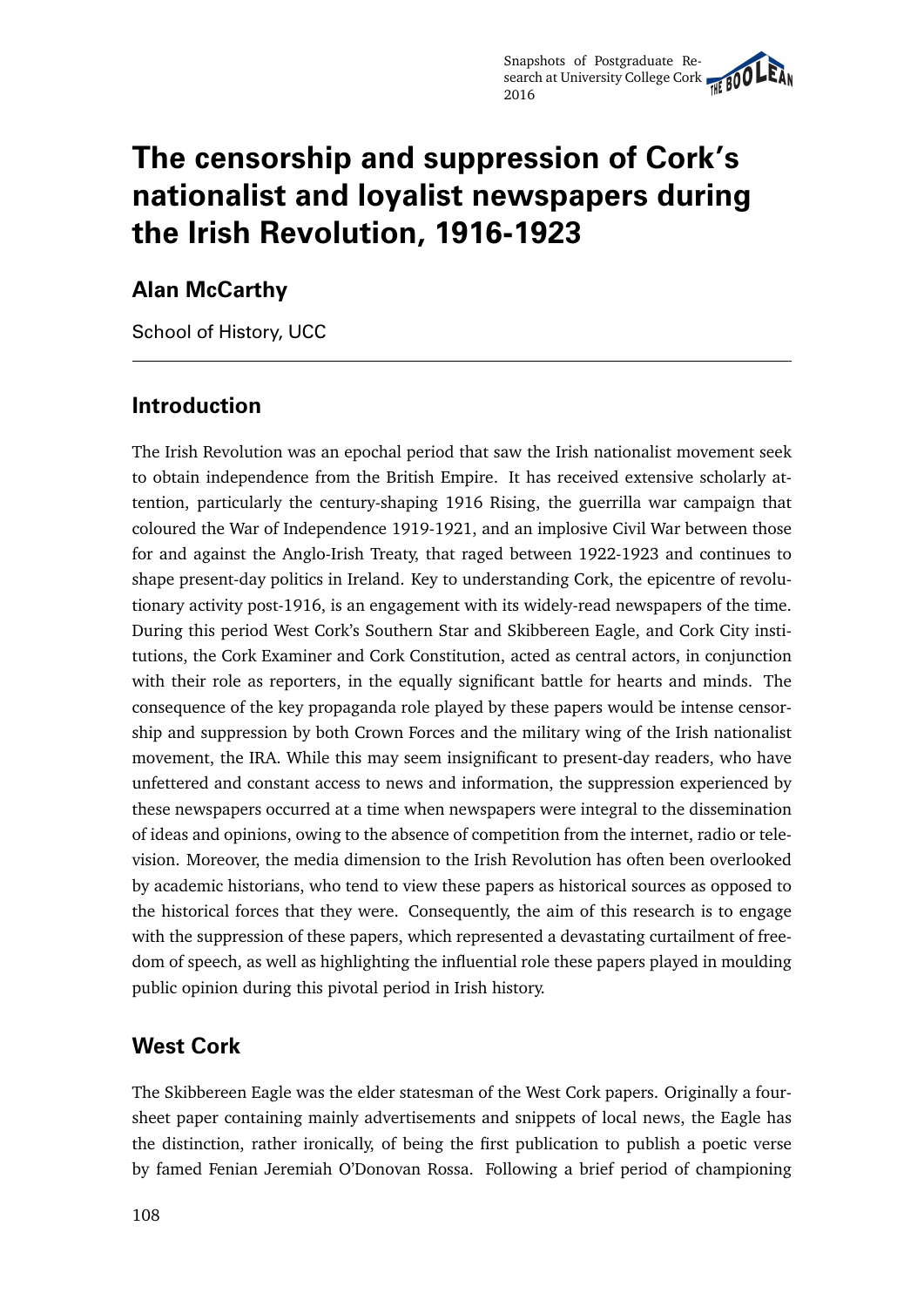# The censorship and suppression of Cork's nationalist and loyalist newspapers during the Irish Revolution, 1916-1923

## Alan McCarthy

School of History, UCC

---

## Introduction

The Irish Revolution was an epochal period that saw the Irish nationalist movement seek to obtain independence from the British Empire. It has received extensive scholarly attention, particularly the century-shaping 1916 Rising, the guerrilla war campaign that coloured the War of Independence 1919-1921, and an implosive Civil War between those for and against the Anglo-Irish Treaty, that raged between 1922-1923 and continues to shape present-day politics in Ireland. Key to understanding Cork, the epicentre of revolutionary activity post-1916, is an engagement with its widely-read newspapers of the time. During this period West Cork's Southern Star and Skibbereen Eagle, and Cork City institutions, the Cork Examiner and Cork Constitution, acted as central actors, in conjunction with their role as reporters, in the equally significant battle for hearts and minds. The consequence of the key propaganda role played by these papers would be intense censorship and suppression by both Crown Forces and the military wing of the Irish nationalist movement, the IRA. While this may seem insignificant to present-day readers, who have unfettered and constant access to news and information, the suppression experienced by these newspapers occurred at a time when newspapers were integral to the dissemination of ideas and opinions, owing to the absence of competition from the internet, radio or television. Moreover, the media dimension to the Irish Revolution has often been overlooked by academic historians, who tend to view these papers as historical sources as opposed to the historical forces that they were. Consequently, the aim of this research is to engage with the suppression of these papers, which represented a devastating curtailment of freedom of speech, as well as highlighting the influential role these papers played in moulding public opinion during this pivotal period in Irish history.

## West Cork

The Skibbereen Eagle was the elder statesman of the West Cork papers. Originally a four-sheet paper containing mainly advertisements and snippets of local news, the Eagle has the distinction, rather ironically, of being the first publication to publish a poetic verse by famed Fenian Jeremiah O'Donovan Rossa. Following a brief period of championing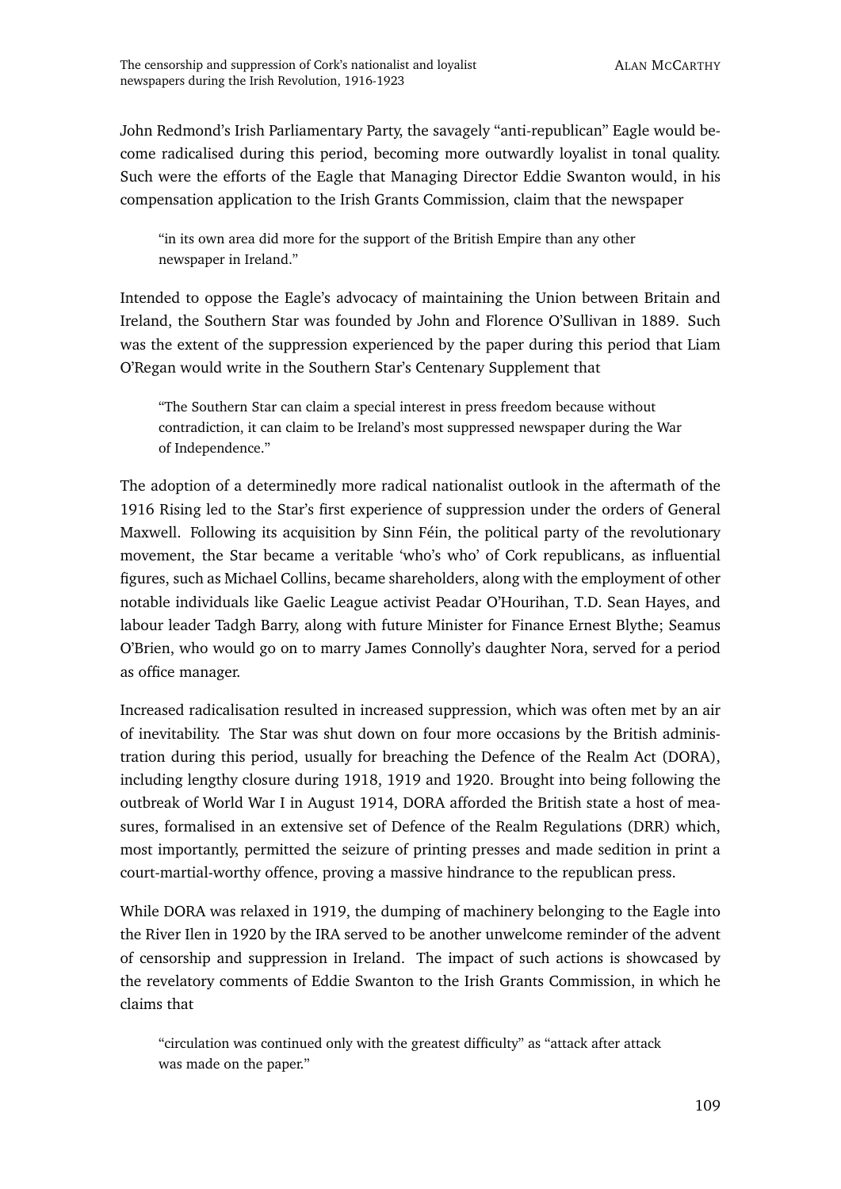John Redmond's Irish Parliamentary Party, the savagely "anti-republican" Eagle would become radicalised during this period, becoming more outwardly loyalist in tonal quality. Such were the efforts of the Eagle that Managing Director Eddie Swanton would, in his compensation application to the Irish Grants Commission, claim that the newspaper

> "in its own area did more for the support of the British Empire than any other newspaper in Ireland."

Intended to oppose the Eagle's advocacy of maintaining the Union between Britain and Ireland, the Southern Star was founded by John and Florence O'Sullivan in 1889. Such was the extent of the suppression experienced by the paper during this period that Liam O'Regan would write in the Southern Star's Centenary Supplement that

> "The Southern Star can claim a special interest in press freedom because without contradiction, it can claim to be Ireland's most suppressed newspaper during the War of Independence."

The adoption of a determinedly more radical nationalist outlook in the aftermath of the 1916 Rising led to the Star's first experience of suppression under the orders of General Maxwell. Following its acquisition by Sinn Féin, the political party of the revolutionary movement, the Star became a veritable 'who's who' of Cork republicans, as influential figures, such as Michael Collins, became shareholders, along with the employment of other notable individuals like Gaelic League activist Peadar O'Hourihan, T.D. Sean Hayes, and labour leader Tadgh Barry, along with future Minister for Finance Ernest Blythe; Seamus O'Brien, who would go on to marry James Connolly's daughter Nora, served for a period as office manager.

Increased radicalisation resulted in increased suppression, which was often met by an air of inevitability. The Star was shut down on four more occasions by the British administration during this period, usually for breaching the Defence of the Realm Act (DORA), including lengthy closure during 1918, 1919 and 1920. Brought into being following the outbreak of World War I in August 1914, DORA afforded the British state a host of measures, formalised in an extensive set of Defence of the Realm Regulations (DRR) which, most importantly, permitted the seizure of printing presses and made sedition in print a court-martial-worthy offence, proving a massive hindrance to the republican press.

While DORA was relaxed in 1919, the dumping of machinery belonging to the Eagle into the River Ilen in 1920 by the IRA served to be another unwelcome reminder of the advent of censorship and suppression in Ireland. The impact of such actions is showcased by the revelatory comments of Eddie Swanton to the Irish Grants Commission, in which he claims that

> "circulation was continued only with the greatest difficulty" as "attack after attack was made on the paper."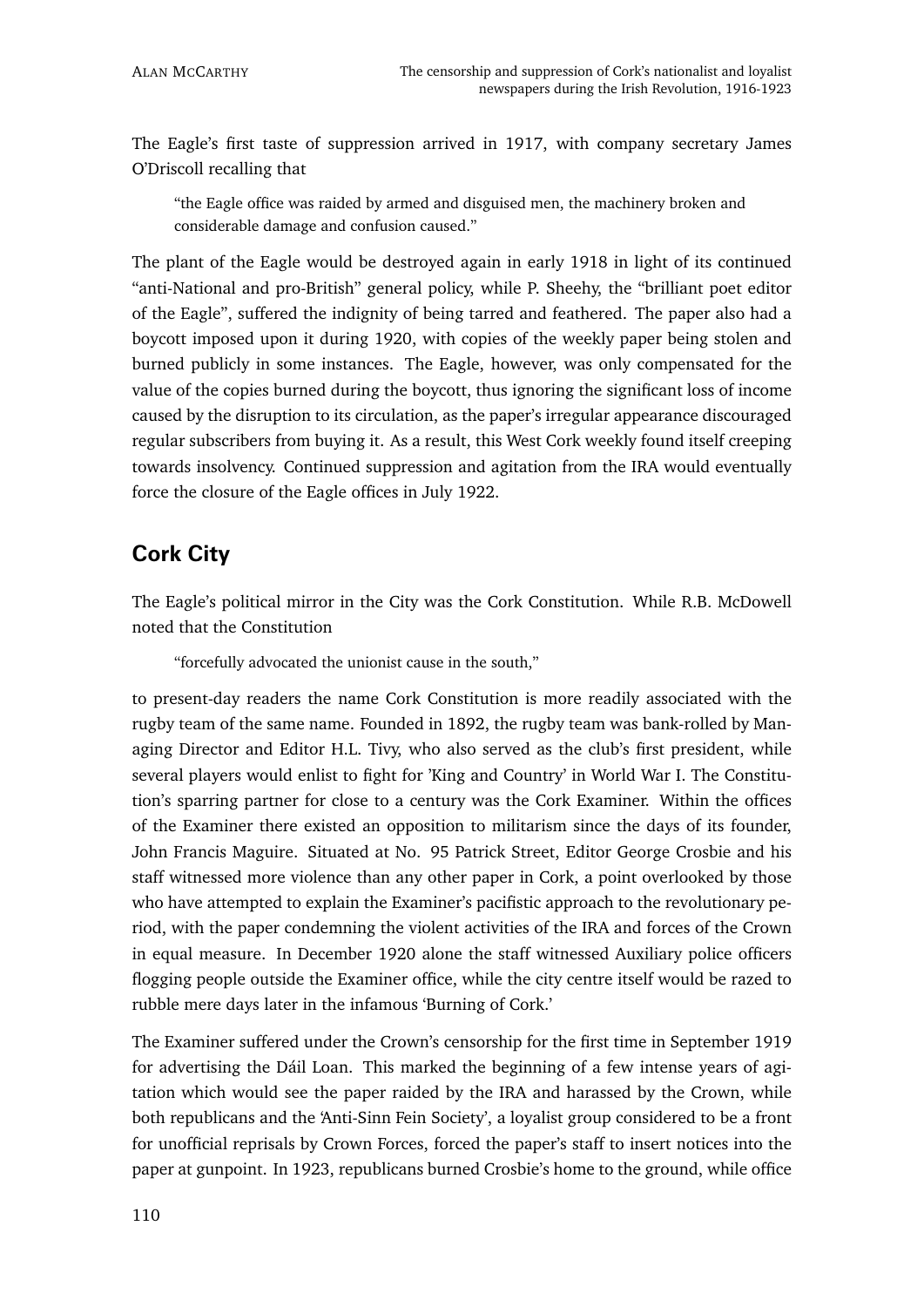The Eagle's first taste of suppression arrived in 1917, with company secretary James O'Driscoll recalling that

> "the Eagle office was raided by armed and disguised men, the machinery broken and considerable damage and confusion caused."

The plant of the Eagle would be destroyed again in early 1918 in light of its continued "anti-National and pro-British" general policy, while P. Sheehy, the "brilliant poet editor of the Eagle", suffered the indignity of being tarred and feathered. The paper also had a boycott imposed upon it during 1920, with copies of the weekly paper being stolen and burned publicly in some instances. The Eagle, however, was only compensated for the value of the copies burned during the boycott, thus ignoring the significant loss of income caused by the disruption to its circulation, as the paper's irregular appearance discouraged regular subscribers from buying it. As a result, this West Cork weekly found itself creeping towards insolvency. Continued suppression and agitation from the IRA would eventually force the closure of the Eagle offices in July 1922.

## Cork City

The Eagle's political mirror in the City was the Cork Constitution. While R.B. McDowell noted that the Constitution

> "forcefully advocated the unionist cause in the south,"

to present-day readers the name Cork Constitution is more readily associated with the rugby team of the same name. Founded in 1892, the rugby team was bank-rolled by Managing Director and Editor H.L. Tivy, who also served as the club's first president, while several players would enlist to fight for 'King and Country' in World War I. The Constitution's sparring partner for close to a century was the Cork Examiner. Within the offices of the Examiner there existed an opposition to militarism since the days of its founder, John Francis Maguire. Situated at No. 95 Patrick Street, Editor George Crosbie and his staff witnessed more violence than any other paper in Cork, a point overlooked by those who have attempted to explain the Examiner's pacifistic approach to the revolutionary period, with the paper condemning the violent activities of the IRA and forces of the Crown in equal measure. In December 1920 alone the staff witnessed Auxiliary police officers flogging people outside the Examiner office, while the city centre itself would be razed to rubble mere days later in the infamous 'Burning of Cork.'

The Examiner suffered under the Crown's censorship for the first time in September 1919 for advertising the Dáil Loan. This marked the beginning of a few intense years of agitation which would see the paper raided by the IRA and harassed by the Crown, while both republicans and the 'Anti-Sinn Fein Society', a loyalist group considered to be a front for unofficial reprisals by Crown Forces, forced the paper's staff to insert notices into the paper at gunpoint. In 1923, republicans burned Crosbie's home to the ground, while office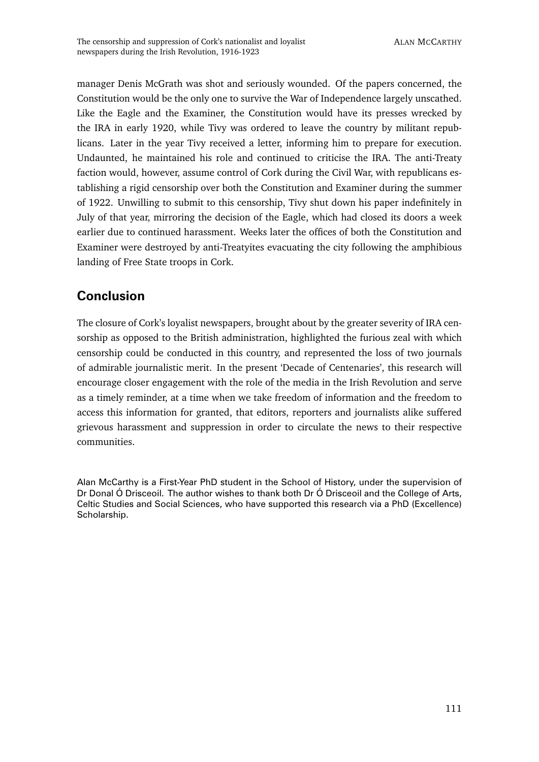manager Denis McGrath was shot and seriously wounded. Of the papers concerned, the Constitution would be the only one to survive the War of Independence largely unscathed. Like the Eagle and the Examiner, the Constitution would have its presses wrecked by the IRA in early 1920, while Tivy was ordered to leave the country by militant republicans. Later in the year Tivy received a letter, informing him to prepare for execution. Undaunted, he maintained his role and continued to criticise the IRA. The anti-Treaty faction would, however, assume control of Cork during the Civil War, with republicans establishing a rigid censorship over both the Constitution and Examiner during the summer of 1922. Unwilling to submit to this censorship, Tivy shut down his paper indefinitely in July of that year, mirroring the decision of the Eagle, which had closed its doors a week earlier due to continued harassment. Weeks later the offices of both the Constitution and Examiner were destroyed by anti-Treatyites evacuating the city following the amphibious landing of Free State troops in Cork.

## Conclusion

The closure of Cork's loyalist newspapers, brought about by the greater severity of IRA censorship as opposed to the British administration, highlighted the furious zeal with which censorship could be conducted in this country, and represented the loss of two journals of admirable journalistic merit. In the present 'Decade of Centenaries', this research will encourage closer engagement with the role of the media in the Irish Revolution and serve as a timely reminder, at a time when we take freedom of information and the freedom to access this information for granted, that editors, reporters and journalists alike suffered grievous harassment and suppression in order to circulate the news to their respective communities.

Alan McCarthy is a First-Year PhD student in the School of History, under the supervision of Dr Donal Ó Drisceoil. The author wishes to thank both Dr Ó Drisceoil and the College of Arts, Celtic Studies and Social Sciences, who have supported this research via a PhD (Excellence) Scholarship.